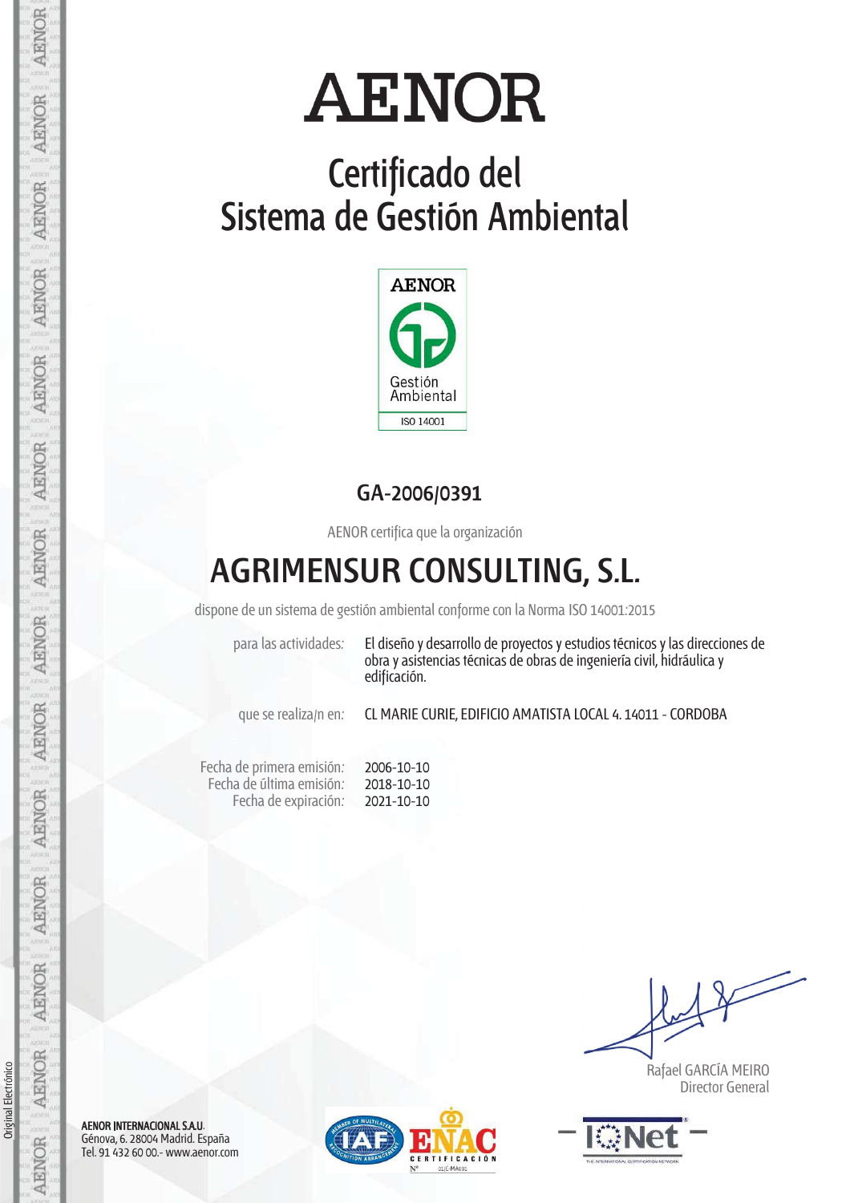# AENOR

## Certificado del Sistema de Gestión Ambiental

AENOR

Gestión Ambiental

ISO 14001

**GA-2006/0391**

AENOR certifica que la organización

# AGRIMENSUR CONSULTING, S.L.

dispone de un sistema de gestión ambiental conforme con la Norma ISO 14001:2015

| | |
|---|---|
| para las actividades: | El diseño y desarrollo de proyectos y estudios técnicos y las direcciones de obra y asistencias técnicas de obras de ingeniería civil, hidráulica y edificación. |
| que se realiza/n en: | CL MARIE CURIE, EDIFICIO AMATISTA LOCAL 4. 14011 - CORDOBA |

| | |
|---|---|
| Fecha de primera emisión: | 2006-10-10 |
| Fecha de última emisión: | 2018-10-10 |
| Fecha de expiración: | 2021-10-10 |

Rafael GARCÍA MEIRO
Director General

AENOR INTERNACIONAL S.A.U.
Génova, 6. 28004 Madrid. España
Tel. 91 432 60 00.- www.aenor.com

ENAC CERTIFICACIÓN Nº 01/C-MA001

IQNet

Original Electrónico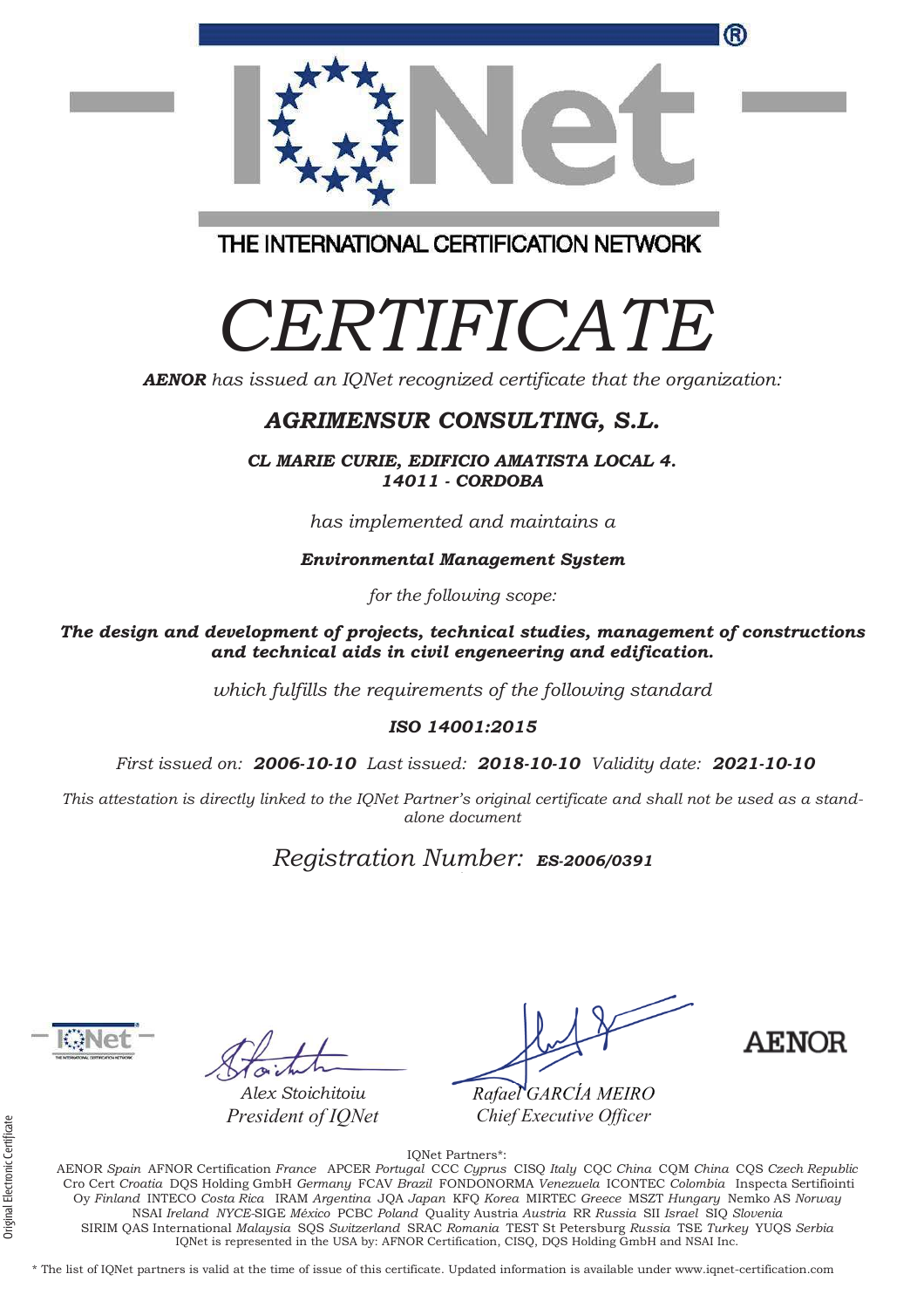THE INTERNATIONAL CERTIFICATION NETWORK

# *CERTIFICATE*

***AENOR** has issued an IQNet recognized certificate that the organization:*

## *AGRIMENSUR CONSULTING, S.L.*

***CL MARIE CURIE, EDIFICIO AMATISTA LOCAL 4.***
***14011 - CORDOBA***

*has implemented and maintains a*

***Environmental Management System***

*for the following scope:*

***The design and development of projects, technical studies, management of constructions and technical aids in civil engeneering and edification.***

*which fulfills the requirements of the following standard*

***ISO 14001:2015***

*First issued on:* ***2006-10-10*** *Last issued:* ***2018-10-10*** *Validity date:* ***2021-10-10***

*This attestation is directly linked to the IQNet Partner's original certificate and shall not be used as a stand-alone document*

*Registration Number:* ***ES-2006/0391***

*Alex Stoichitoiu*
*President of IQNet*

*Rafael GARCÍA MEIRO*
*Chief Executive Officer*

AENOR

IQNet Partners*:
AENOR *Spain* AFNOR Certification *France* APCER *Portugal* CCC *Cyprus* CISQ *Italy* CQC *China* CQM *China* CQS *Czech Republic* Cro Cert *Croatia* DQS Holding GmbH *Germany* FCAV *Brazil* FONDONORMA *Venezuela* ICONTEC *Colombia* Inspecta Sertifiointi Oy *Finland* INTECO *Costa Rica* IRAM *Argentina* JQA *Japan* KFQ *Korea* MIRTEC *Greece* MSZT *Hungary* Nemko AS *Norway* NSAI *Ireland* *NYCE*-SIGE *México* PCBC *Poland* Quality Austria *Austria* RR *Russia* SII *Israel* SIQ *Slovenia* SIRIM QAS International *Malaysia* SQS *Switzerland* SRAC *Romania* TEST St Petersburg *Russia* TSE *Turkey* YUQS *Serbia*
IQNet is represented in the USA by: AFNOR Certification, CISQ, DQS Holding GmbH and NSAI Inc.

\* The list of IQNet partners is valid at the time of issue of this certificate. Updated information is available under www.iqnet-certification.com

Original Electronic Certificate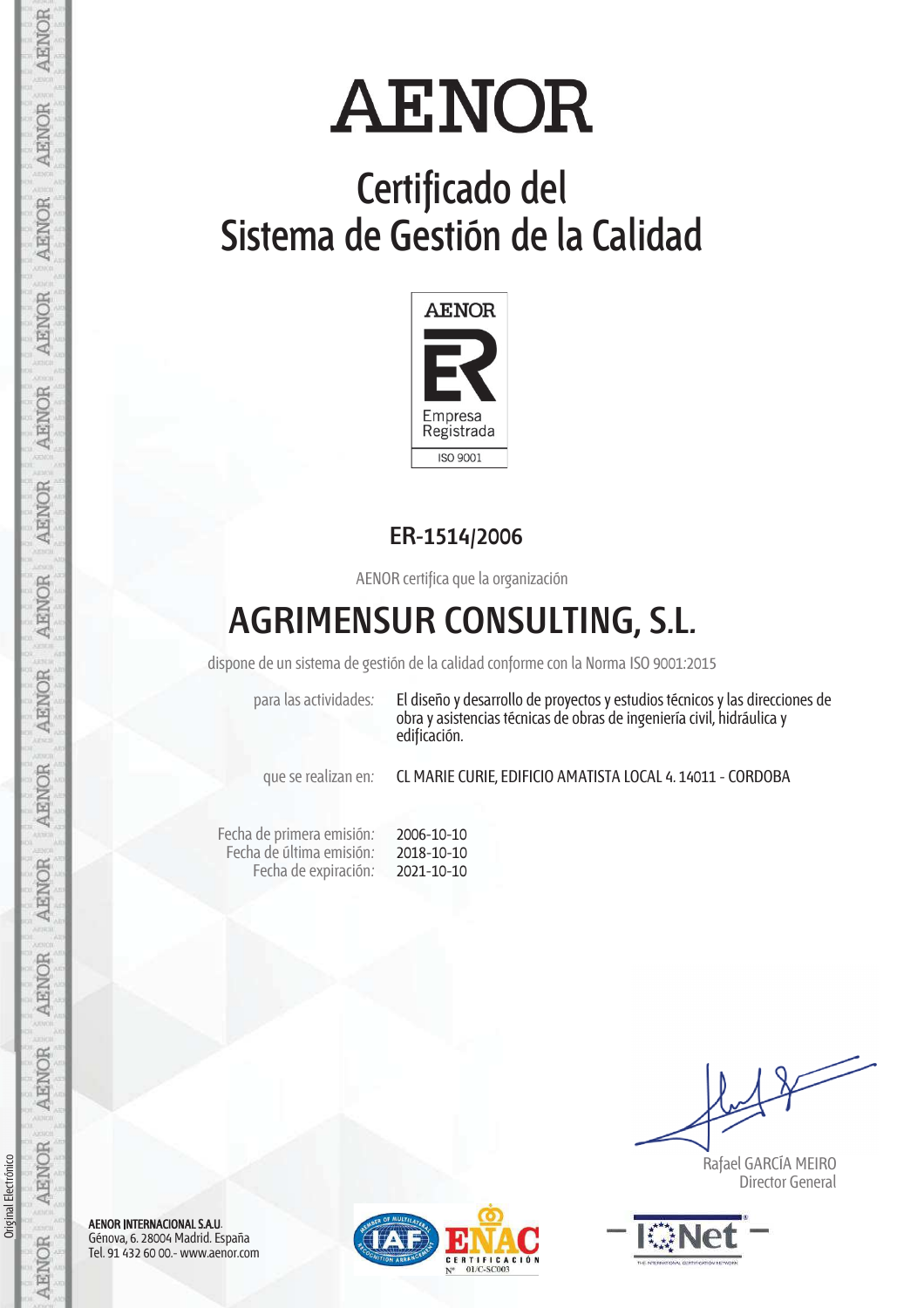# AENOR

## Certificado del Sistema de Gestión de la Calidad

AENOR

Empresa Registrada

ISO 9001

**ER-1514/2006**

AENOR certifica que la organización

# AGRIMENSUR CONSULTING, S.L.

dispone de un sistema de gestión de la calidad conforme con la Norma ISO 9001:2015

| | |
|---|---|
| para las actividades: | El diseño y desarrollo de proyectos y estudios técnicos y las direcciones de obra y asistencias técnicas de obras de ingeniería civil, hidráulica y edificación. |
| que se realizan en: | CL MARIE CURIE, EDIFICIO AMATISTA LOCAL 4. 14011 - CORDOBA |

| | |
|---|---|
| Fecha de primera emisión: | 2006-10-10 |
| Fecha de última emisión: | 2018-10-10 |
| Fecha de expiración: | 2021-10-10 |

Rafael GARCÍA MEIRO
Director General

**AENOR INTERNACIONAL S.A.U.**
Génova, 6. 28004 Madrid. España
Tel. 91 432 60 00.- www.aenor.com

ENAC CERTIFICACIÓN Nº 01/C-SC003

IQNet

Original Electrónico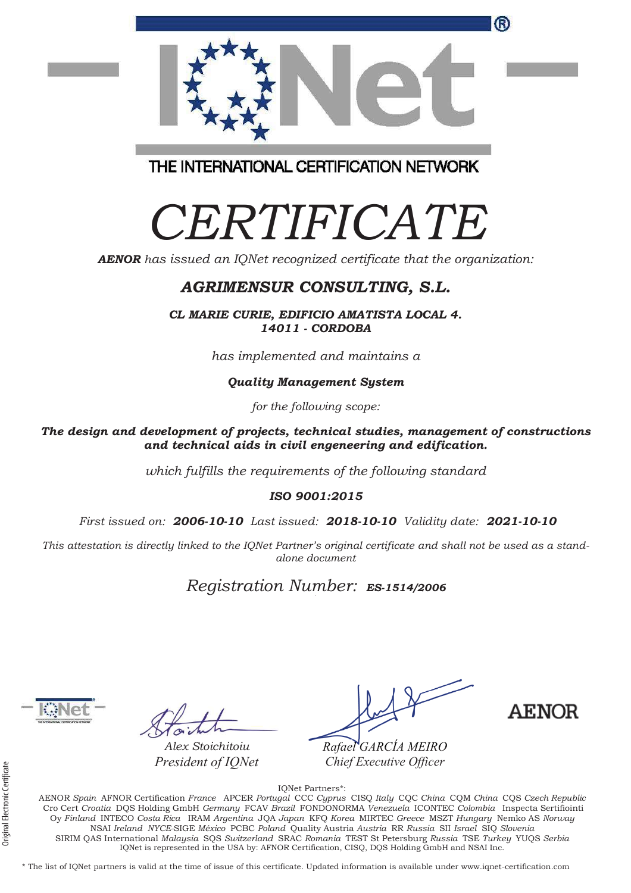THE INTERNATIONAL CERTIFICATION NETWORK

# *CERTIFICATE*

***AENOR*** *has issued an IQNet recognized certificate that the organization:*

## ***AGRIMENSUR CONSULTING, S.L.***

***CL MARIE CURIE, EDIFICIO AMATISTA LOCAL 4.***
***14011 - CORDOBA***

*has implemented and maintains a*

***Quality Management System***

*for the following scope:*

***The design and development of projects, technical studies, management of constructions and technical aids in civil engeneering and edification.***

*which fulfills the requirements of the following standard*

***ISO 9001:2015***

*First issued on:* ***2006-10-10*** *Last issued:* ***2018-10-10*** *Validity date:* ***2021-10-10***

*This attestation is directly linked to the IQNet Partner's original certificate and shall not be used as a stand-alone document*

*Registration Number:* ***ES-1514/2006***

*Alex Stoichitoiu*
*President of IQNet*

*Rafael GARCÍA MEIRO*
*Chief Executive Officer*

AENOR

Original Electronic Certificate

IQNet Partners*:

AENOR *Spain* AFNOR Certification *France* APCER *Portugal* CCC *Cyprus* CISQ *Italy* CQC *China* CQM *China* CQS *Czech Republic* Cro Cert *Croatia* DQS Holding GmbH *Germany* FCAV *Brazil* FONDONORMA *Venezuela* ICONTEC *Colombia* Inspecta Sertifiointi Oy *Finland* INTECO *Costa Rica* IRAM *Argentina* JQA *Japan* KFQ *Korea* MIRTEC *Greece* MSZT *Hungary* Nemko AS *Norway* NSAI *Ireland* *NYCE*-SIGE *México* PCBC *Poland* Quality Austria *Austria* RR *Russia* SII *Israel* SIQ *Slovenia* SIRIM QAS International *Malaysia* SQS *Switzerland* SRAC *Romania* TEST St Petersburg *Russia* TSE *Turkey* YUQS *Serbia*
IQNet is represented in the USA by: AFNOR Certification, CISQ, DQS Holding GmbH and NSAI Inc.

\* The list of IQNet partners is valid at the time of issue of this certificate. Updated information is available under www.iqnet-certification.com